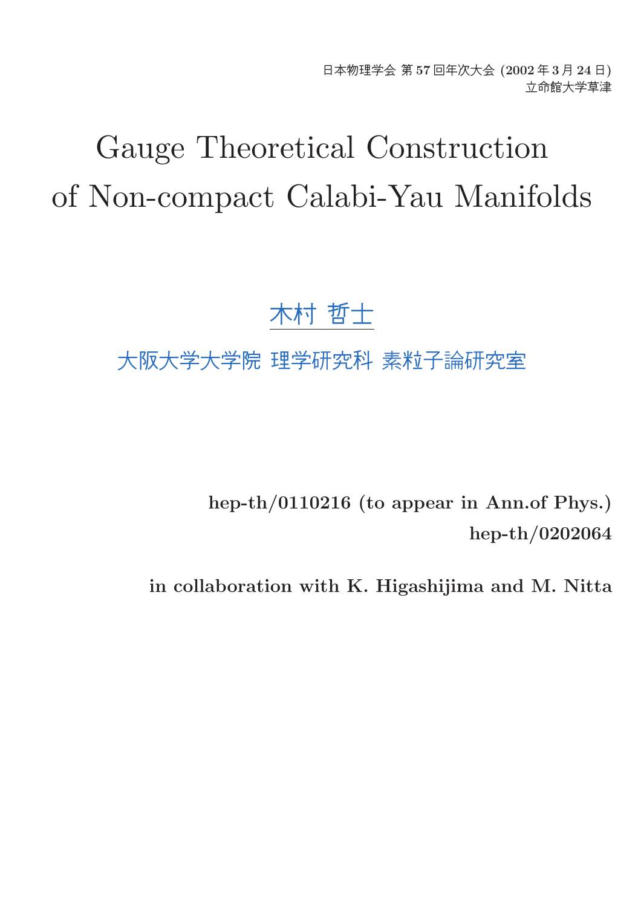日本物理学会 第 57 回年次大会 (2002 年 3 月 24 日)
立命館大学草津

# Gauge Theoretical Construction of Non-compact Calabi-Yau Manifolds

木村 哲士

大阪大学大学院 理学研究科 素粒子論研究室

**hep-th/0110216 (to appear in Ann.of Phys.)**
**hep-th/0202064**

**in collaboration with K. Higashijima and M. Nitta**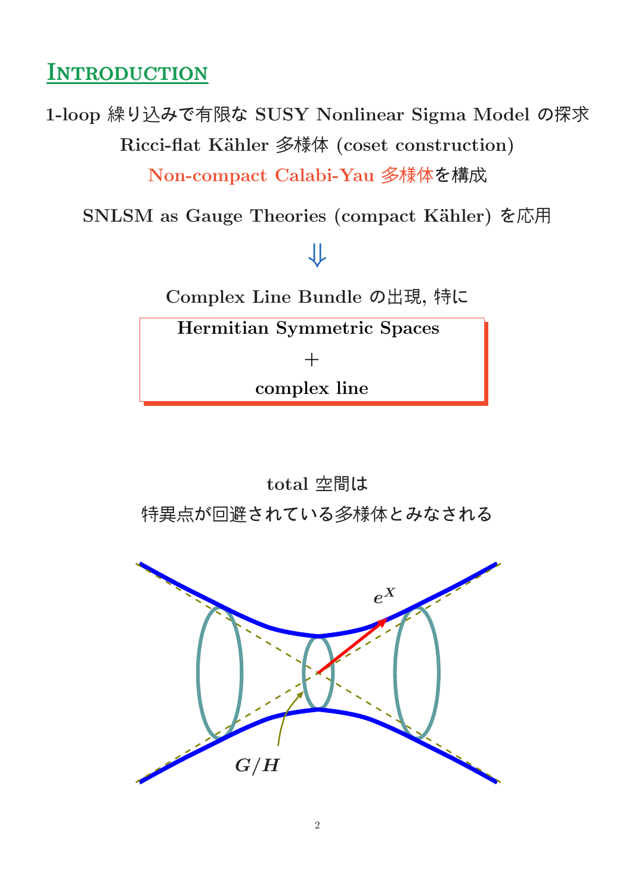## Introduction

**1-loop 繰り込みで有限な SUSY Nonlinear Sigma Model の探求**

**Ricci-flat Kähler 多様体 (coset construction)**

**Non-compact Calabi-Yau 多様体を構成**

**SNLSM as Gauge Theories (compact Kähler) を応用**

$$\Downarrow$$

**Complex Line Bundle の出現, 特に**

**Hermitian Symmetric Spaces**

**+**

**complex line**

**total 空間は**

**特異点が回避されている多様体とみなされる**

$e^X$

$G/H$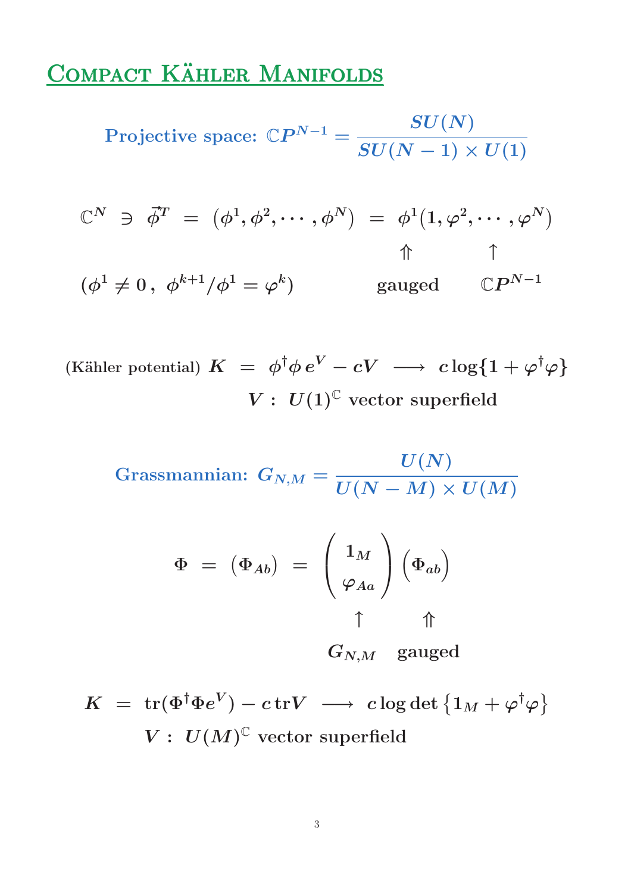# Compact Kähler Manifolds

Projective space: $\mathbb{C}P^{N-1} = \dfrac{SU(N)}{SU(N-1)\times U(1)}$

$$\mathbb{C}^N \ni \vec{\phi}^T = \left(\phi^1, \phi^2, \cdots, \phi^N\right) = \underset{\substack{\Uparrow \\ \text{gauged}}}{\phi^1}\underset{\substack{\uparrow \\ \mathbb{C}P^{N-1}}}{\left(1, \varphi^2, \cdots, \varphi^N\right)}$$

$$\left(\phi^1 \neq 0\,,\ \phi^{k+1}/\phi^1 = \varphi^k\right)$$

(Kähler potential) $K = \phi^\dagger \phi\, e^V - cV \ \longrightarrow\ c\log\{1+\varphi^\dagger\varphi\}$

$V:\ U(1)^{\mathbb{C}}$ vector superfield

Grassmannian: $G_{N,M} = \dfrac{U(N)}{U(N-M)\times U(M)}$

$$\Phi = \left(\Phi_{Ab}\right) = \underset{\substack{\uparrow \\ G_{N,M}}}{\begin{pmatrix} 1_M \\ \varphi_{Aa} \end{pmatrix}} \underset{\substack{\Uparrow \\ \text{gauged}}}{\left(\Phi_{ab}\right)}$$

$$K = \mathrm{tr}(\Phi^\dagger \Phi e^V) - c\,\mathrm{tr}V \ \longrightarrow\ c\log\det\left\{1_M + \varphi^\dagger\varphi\right\}$$

$V:\ U(M)^{\mathbb{C}}$ vector superfield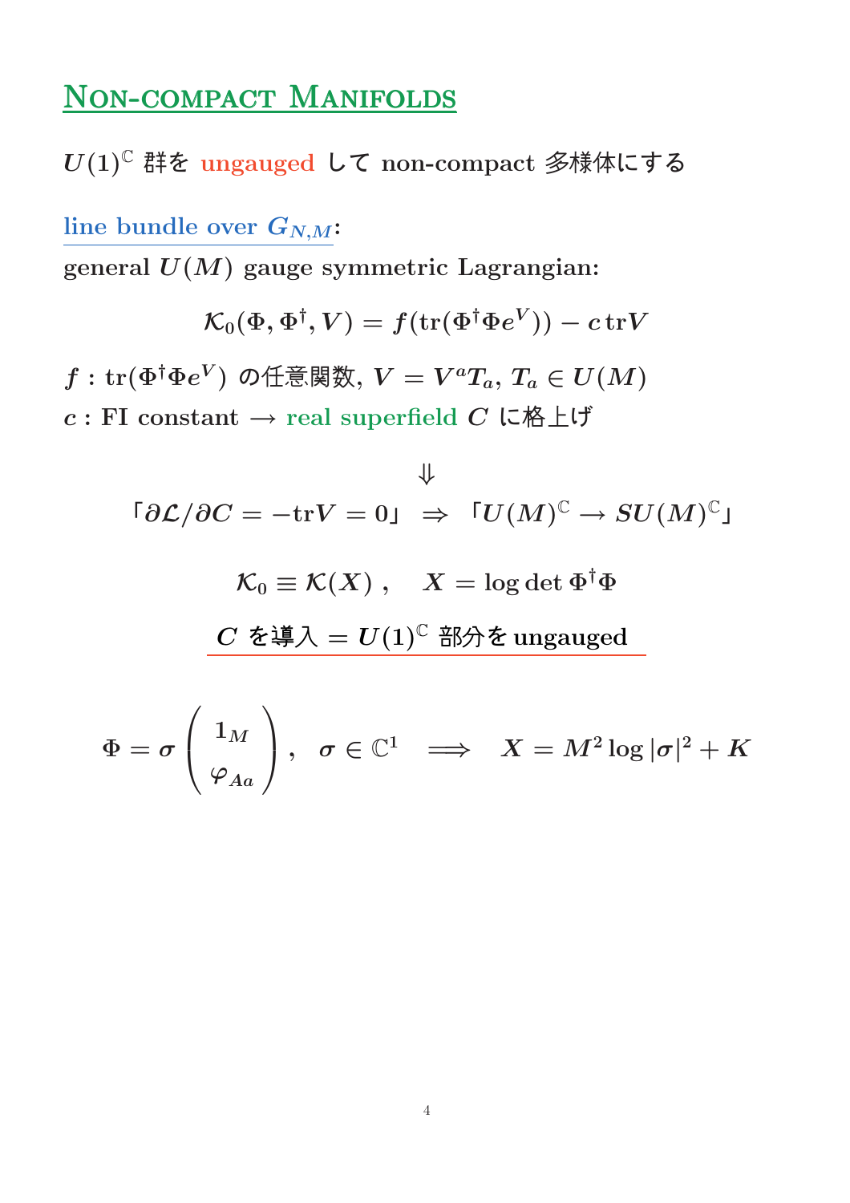# Non-compact Manifolds

$U(1)^{\mathbb{C}}$ 群を ungauged して non-compact 多様体にする

## line bundle over $G_{N,M}$:

general $U(M)$ gauge symmetric Lagrangian:

$$\mathcal{K}_0(\Phi, \Phi^\dagger, V) = f(\mathrm{tr}(\Phi^\dagger \Phi e^V)) - c\, \mathrm{tr} V$$

$f$ : $\mathrm{tr}(\Phi^\dagger \Phi e^V)$ の任意関数, $V = V^a T_a$, $T_a \in U(M)$

$c$ : FI constant $\longrightarrow$ real superfield $C$ に格上げ

$$\Downarrow$$

$$「\partial \mathcal{L}/\partial C = -\mathrm{tr} V = 0」 \;\Rightarrow\; 「U(M)^{\mathbb{C}} \longrightarrow SU(M)^{\mathbb{C}}」$$

$$\mathcal{K}_0 \equiv \mathcal{K}(X)\,, \quad X = \log\det \Phi^\dagger \Phi$$

<u>$C$ を導入 $=$ $U(1)^{\mathbb{C}}$ 部分を ungauged</u>

$$\Phi = \sigma \begin{pmatrix} 1_M \\ \varphi_{Aa} \end{pmatrix}, \quad \sigma \in \mathbb{C}^1 \quad \Longrightarrow \quad X = M^2 \log|\sigma|^2 + K$$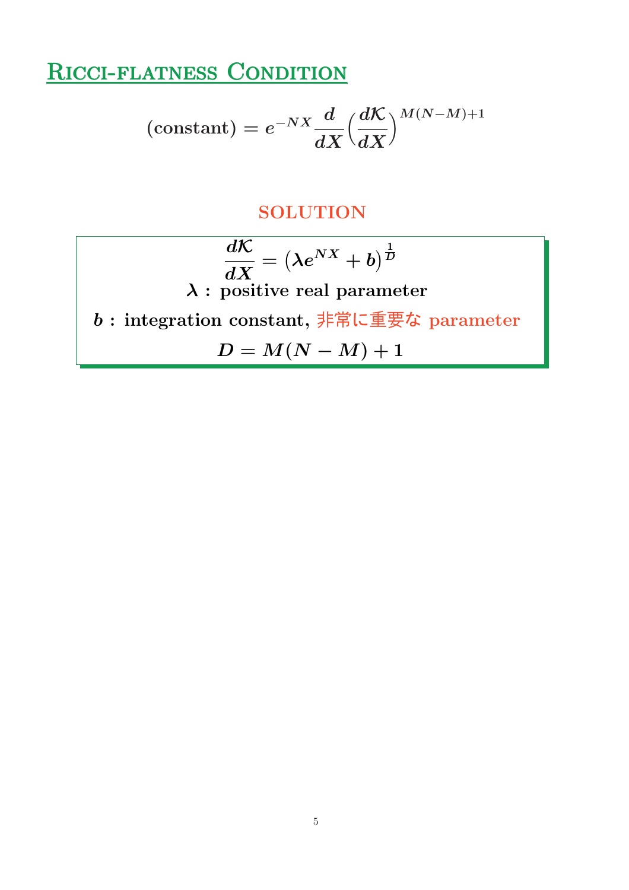## Ricci-flatness Condition

$$(\text{constant}) = e^{-NX}\frac{d}{dX}\Big(\frac{d\mathcal{K}}{dX}\Big)^{M(N-M)+1}$$

### SOLUTION

$$\frac{d\mathcal{K}}{dX} = \big(\lambda e^{NX} + b\big)^{\frac{1}{D}}$$

$\lambda$ : positive real parameter

$b$ : integration constant, 非常に重要な parameter

$$D = M(N-M)+1$$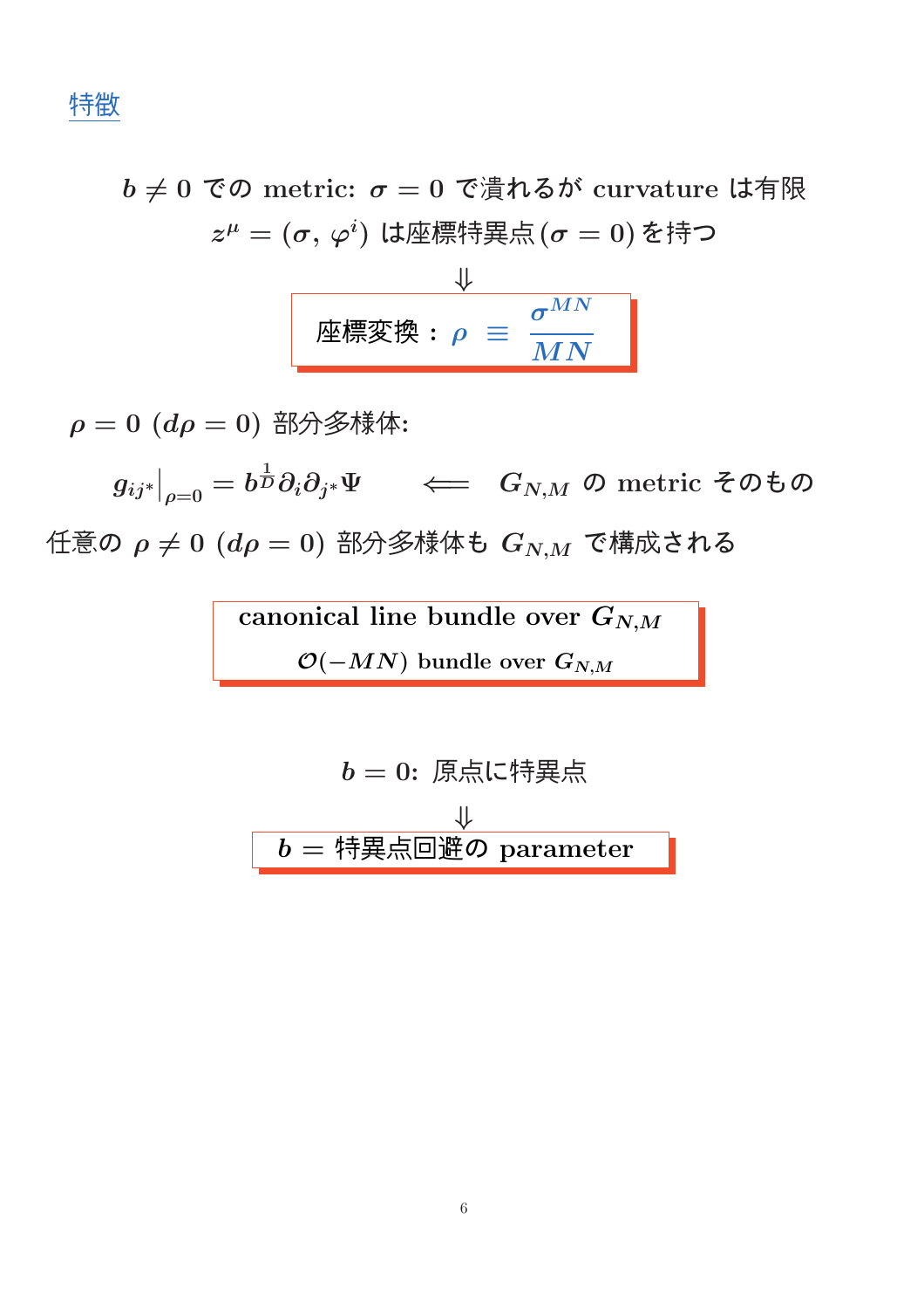## 特徴

$b \neq 0$ での metric: $\sigma = 0$ で潰れるが curvature は有限

$z^\mu = (\sigma, \varphi^i)$ は座標特異点 $(\sigma = 0)$ を持つ

$$\Downarrow$$

**座標変換：$\rho \equiv \dfrac{\sigma^{MN}}{MN}$**

$\rho = 0$ $(d\rho = 0)$ 部分多様体:

$$g_{ij^*}\big|_{\rho=0} = b^{\frac{1}{D}} \partial_i \partial_{j^*} \Psi \qquad \Longleftarrow \qquad G_{N,M} \text{ の metric そのもの}$$

任意の $\rho \neq 0$ $(d\rho = 0)$ 部分多様体も $G_{N,M}$ で構成される

**canonical line bundle over $G_{N,M}$**

**$\mathcal{O}(-MN)$ bundle over $G_{N,M}$**

$b = 0$: 原点に特異点

$$\Downarrow$$

**$b$ = 特異点回避の parameter**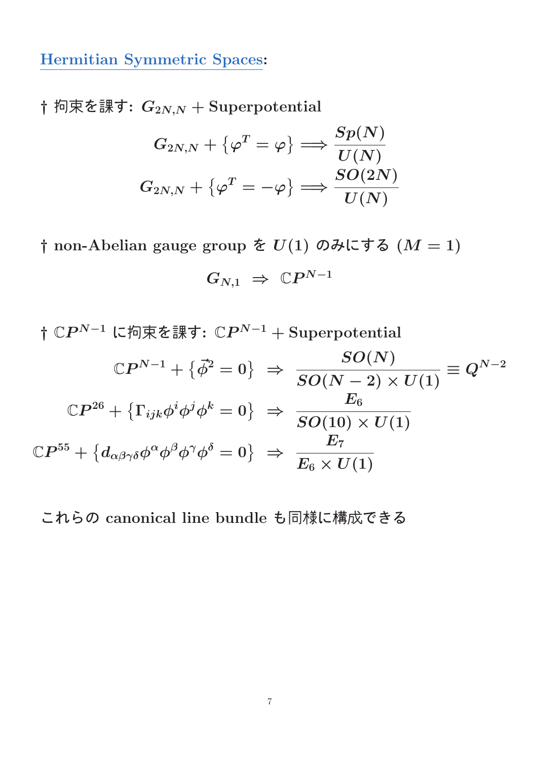## Hermitian Symmetric Spaces:

† 拘束を課す: $G_{2N,N}$ + Superpotential

$$G_{2N,N} + \{\varphi^T = \varphi\} \Longrightarrow \frac{Sp(N)}{U(N)}$$

$$G_{2N,N} + \{\varphi^T = -\varphi\} \Longrightarrow \frac{SO(2N)}{U(N)}$$

† non-Abelian gauge group を $U(1)$ のみにする ($M = 1$)

$$G_{N,1} \ \Rightarrow \ \mathbb{C}P^{N-1}$$

† $\mathbb{C}P^{N-1}$ に拘束を課す: $\mathbb{C}P^{N-1}$ + Superpotential

$$\mathbb{C}P^{N-1} + \{\vec{\phi}^2 = 0\} \ \Rightarrow \ \frac{SO(N)}{SO(N-2)\times U(1)} \equiv Q^{N-2}$$

$$\mathbb{C}P^{26} + \{\Gamma_{ijk}\phi^i\phi^j\phi^k = 0\} \ \Rightarrow \ \frac{E_6}{SO(10)\times U(1)}$$

$$\mathbb{C}P^{55} + \{d_{\alpha\beta\gamma\delta}\phi^\alpha\phi^\beta\phi^\gamma\phi^\delta = 0\} \ \Rightarrow \ \frac{E_7}{E_6\times U(1)}$$

これらの canonical line bundle も同様に構成できる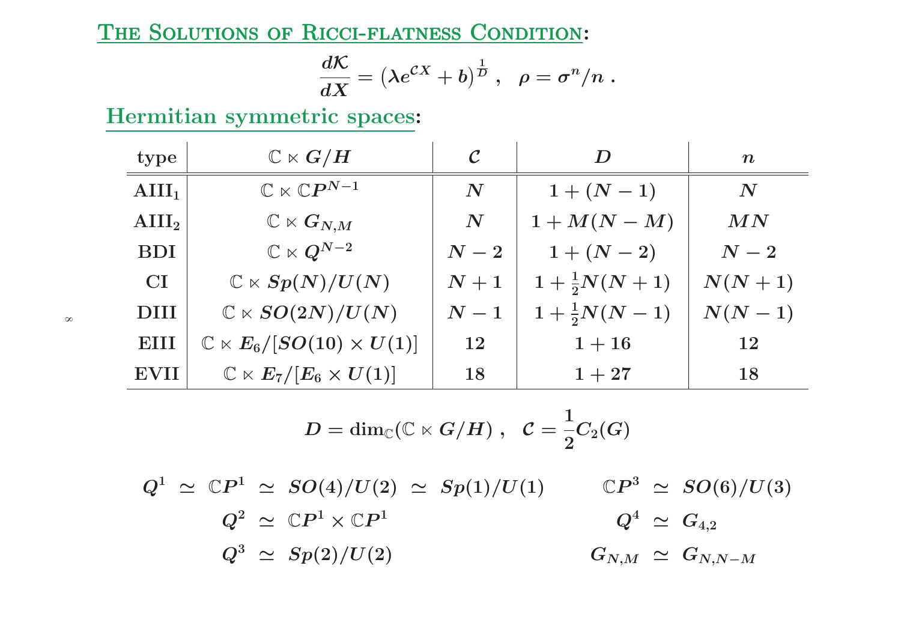## The Solutions of Ricci-flatness Condition:

$$\frac{d\mathcal{K}}{dX} = \left(\lambda e^{\mathcal{C}X} + b\right)^{\frac{1}{D}} \ , \quad \rho = \sigma^n / n \ .$$

### Hermitian symmetric spaces:

| type | $\mathbb{C} \ltimes G/H$ | $\mathcal{C}$ | $D$ | $n$ |
|---|---|---|---|---|
| $\mathrm{AIII}_1$ | $\mathbb{C} \ltimes \mathbb{C}P^{N-1}$ | $N$ | $1+(N-1)$ | $N$ |
| $\mathrm{AIII}_2$ | $\mathbb{C} \ltimes G_{N,M}$ | $N$ | $1+M(N-M)$ | $MN$ |
| BDI | $\mathbb{C} \ltimes Q^{N-2}$ | $N-2$ | $1+(N-2)$ | $N-2$ |
| CI | $\mathbb{C} \ltimes Sp(N)/U(N)$ | $N+1$ | $1+\frac{1}{2}N(N+1)$ | $N(N+1)$ |
| DIII | $\mathbb{C} \ltimes SO(2N)/U(N)$ | $N-1$ | $1+\frac{1}{2}N(N-1)$ | $N(N-1)$ |
| EIII | $\mathbb{C} \ltimes E_6/[SO(10) \times U(1)]$ | $12$ | $1+16$ | $12$ |
| EVII | $\mathbb{C} \ltimes E_7/[E_6 \times U(1)]$ | $18$ | $1+27$ | $18$ |

$$D = \dim_{\mathbb{C}}(\mathbb{C} \ltimes G/H) \ , \quad \mathcal{C} = \frac{1}{2} C_2(G)$$

$$Q^1 \simeq \mathbb{C}P^1 \simeq SO(4)/U(2) \simeq Sp(1)/U(1)$$

$$Q^2 \simeq \mathbb{C}P^1 \times \mathbb{C}P^1$$

$$Q^3 \simeq Sp(2)/U(2)$$

$$\mathbb{C}P^3 \simeq SO(6)/U(3)$$

$$Q^4 \simeq G_{4,2}$$

$$G_{N,M} \simeq G_{N,N-M}$$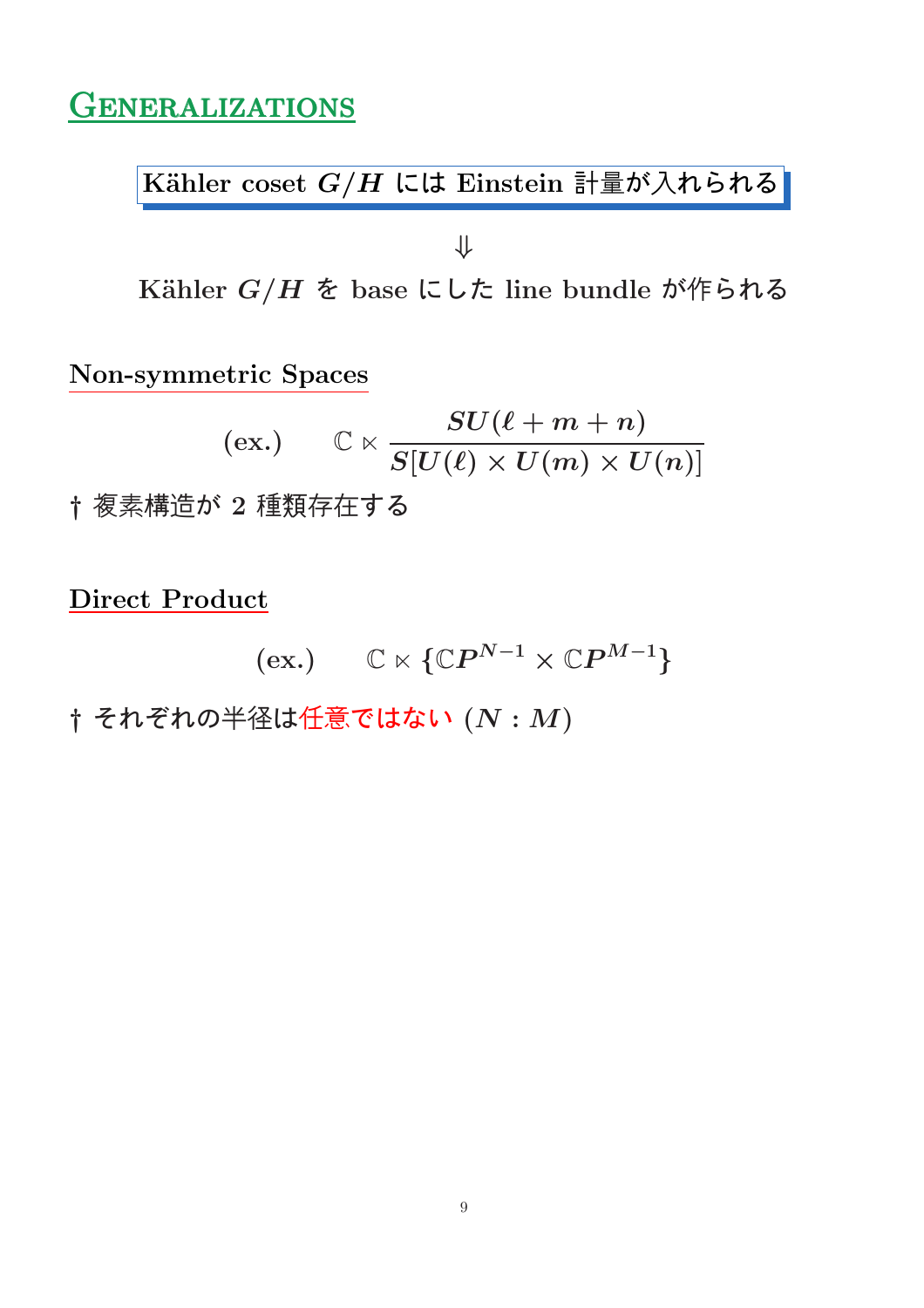# Generalizations

**Kähler coset $G/H$ には Einstein 計量が入れられる**

$\Downarrow$

**Kähler $G/H$ を base にした line bundle が作られる**

## Non-symmetric Spaces

$$\text{(ex.)} \qquad \mathbb{C} \ltimes \frac{SU(\ell + m + n)}{S[U(\ell) \times U(m) \times U(n)]}$$

† 複素構造が 2 種類存在する

## Direct Product

$$\text{(ex.)} \qquad \mathbb{C} \ltimes \{\mathbb{C}P^{N-1} \times \mathbb{C}P^{M-1}\}$$

† それぞれの半径は任意ではない $(N : M)$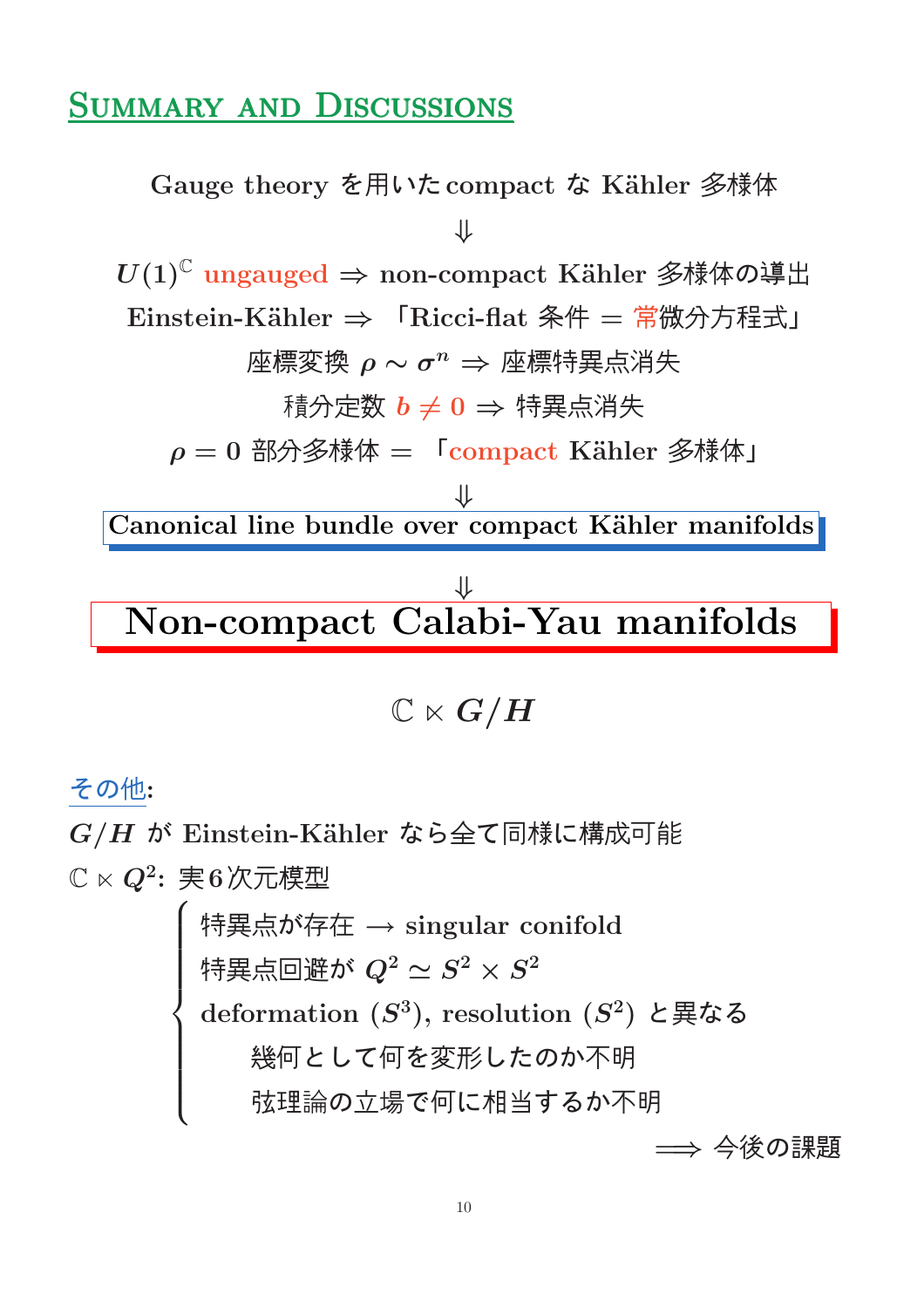## Summary and Discussions

Gauge theory を用いた compact な Kähler 多様体

$\Downarrow$

$U(1)^{\mathbb{C}}$ ungauged $\Rightarrow$ non-compact Kähler 多様体の導出

Einstein-Kähler $\Rightarrow$ 「Ricci-flat 条件 $=$ 常微分方程式」

座標変換 $\rho \sim \sigma^n$ $\Rightarrow$ 座標特異点消失

積分定数 $b \neq 0$ $\Rightarrow$ 特異点消失

$\rho = 0$ 部分多様体 $=$ 「compact Kähler 多様体」

$\Downarrow$

**Canonical line bundle over compact Kähler manifolds**

$\Downarrow$

# Non-compact Calabi-Yau manifolds

$$\mathbb{C} \ltimes G/H$$

その他:

$G/H$ が Einstein-Kähler なら全て同様に構成可能

$\mathbb{C} \ltimes Q^2$: 実6次元模型

- 特異点が存在 $\rightarrow$ singular conifold
- 特異点回避が $Q^2 \simeq S^2 \times S^2$
- deformation ($S^3$), resolution ($S^2$) と異なる
  - 幾何として何を変形したのか不明
  - 弦理論の立場で何に相当するか不明

$\Longrightarrow$ 今後の課題